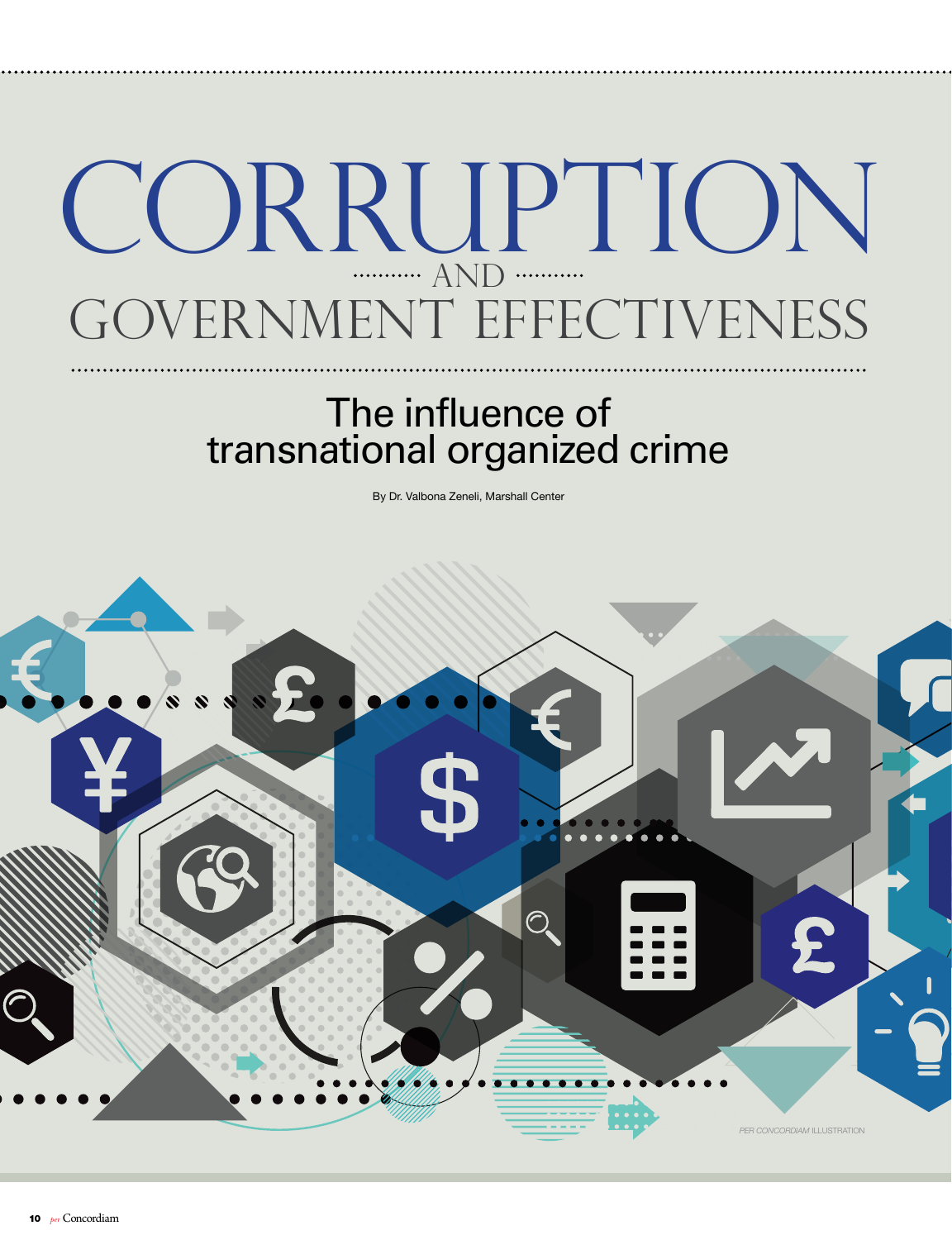# CORRUPTION AND GOVERNMENT EFFECTIVENESS

## The influence of transnational organized crime

By Dr. Valbona Zeneli, Marshall Center

*PER CONCORDIAM* ILLUSTRATION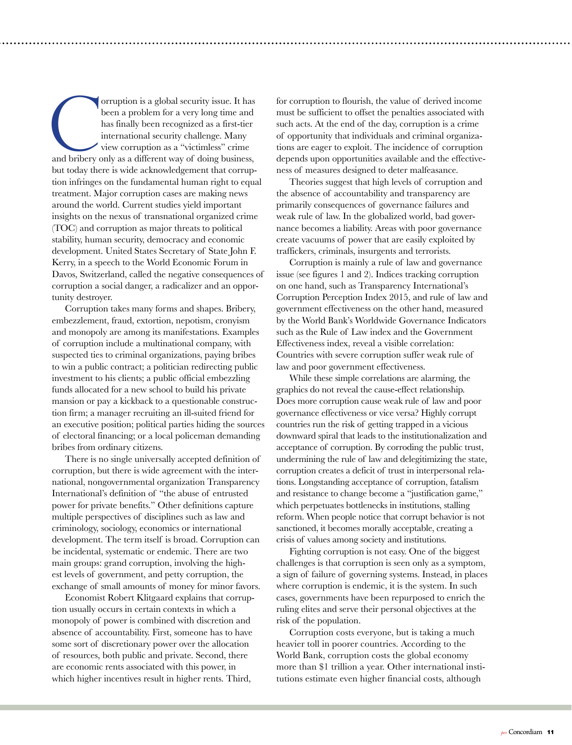Corruption is a global security issue. It has been a problem for a very long time and has finally been recognized as a first-tier international security challenge. Many view corruption as a "victimless" crime and bribery only as a different way of doing business, but today there is wide acknowledgement that corruption infringes on the fundamental human right to equal treatment. Major corruption cases are making news around the world. Current studies yield important insights on the nexus of transnational organized crime (TOC) and corruption as major threats to political stability, human security, democracy and economic development. United States Secretary of State John F. Kerry, in a speech to the World Economic Forum in Davos, Switzerland, called the negative consequences of corruption a social danger, a radicalizer and an opportunity destroyer.

Corruption takes many forms and shapes. Bribery, embezzlement, fraud, extortion, nepotism, cronyism and monopoly are among its manifestations. Examples of corruption include a multinational company, with suspected ties to criminal organizations, paying bribes to win a public contract; a politician redirecting public investment to his clients; a public official embezzling funds allocated for a new school to build his private mansion or pay a kickback to a questionable construction firm; a manager recruiting an ill-suited friend for an executive position; political parties hiding the sources of electoral financing; or a local policeman demanding bribes from ordinary citizens.

There is no single universally accepted definition of corruption, but there is wide agreement with the international, nongovernmental organization Transparency International's definition of "the abuse of entrusted power for private benefits." Other definitions capture multiple perspectives of disciplines such as law and criminology, sociology, economics or international development. The term itself is broad. Corruption can be incidental, systematic or endemic. There are two main groups: grand corruption, involving the highest levels of government, and petty corruption, the exchange of small amounts of money for minor favors.

Economist Robert Klitgaard explains that corruption usually occurs in certain contexts in which a monopoly of power is combined with discretion and absence of accountability. First, someone has to have some sort of discretionary power over the allocation of resources, both public and private. Second, there are economic rents associated with this power, in which higher incentives result in higher rents. Third, for corruption to flourish, the value of derived income must be sufficient to offset the penalties associated with such acts. At the end of the day, corruption is a crime of opportunity that individuals and criminal organizations are eager to exploit. The incidence of corruption depends upon opportunities available and the effectiveness of measures designed to deter malfeasance.

Theories suggest that high levels of corruption and the absence of accountability and transparency are primarily consequences of governance failures and weak rule of law. In the globalized world, bad governance becomes a liability. Areas with poor governance create vacuums of power that are easily exploited by traffickers, criminals, insurgents and terrorists.

Corruption is mainly a rule of law and governance issue (see figures 1 and 2). Indices tracking corruption on one hand, such as Transparency International's Corruption Perception Index 2015, and rule of law and government effectiveness on the other hand, measured by the World Bank's Worldwide Governance Indicators such as the Rule of Law index and the Government Effectiveness index, reveal a visible correlation: Countries with severe corruption suffer weak rule of law and poor government effectiveness.

While these simple correlations are alarming, the graphics do not reveal the cause-effect relationship. Does more corruption cause weak rule of law and poor governance effectiveness or vice versa? Highly corrupt countries run the risk of getting trapped in a vicious downward spiral that leads to the institutionalization and acceptance of corruption. By corroding the public trust, undermining the rule of law and delegitimizing the state, corruption creates a deficit of trust in interpersonal relations. Longstanding acceptance of corruption, fatalism and resistance to change become a "justification game," which perpetuates bottlenecks in institutions, stalling reform. When people notice that corrupt behavior is not sanctioned, it becomes morally acceptable, creating a crisis of values among society and institutions.

Fighting corruption is not easy. One of the biggest challenges is that corruption is seen only as a symptom, a sign of failure of governing systems. Instead, in places where corruption is endemic, it is the system. In such cases, governments have been repurposed to enrich the ruling elites and serve their personal objectives at the risk of the population.

Corruption costs everyone, but is taking a much heavier toll in poorer countries. According to the World Bank, corruption costs the global economy more than $1 trillion a year. Other international institutions estimate even higher financial costs, although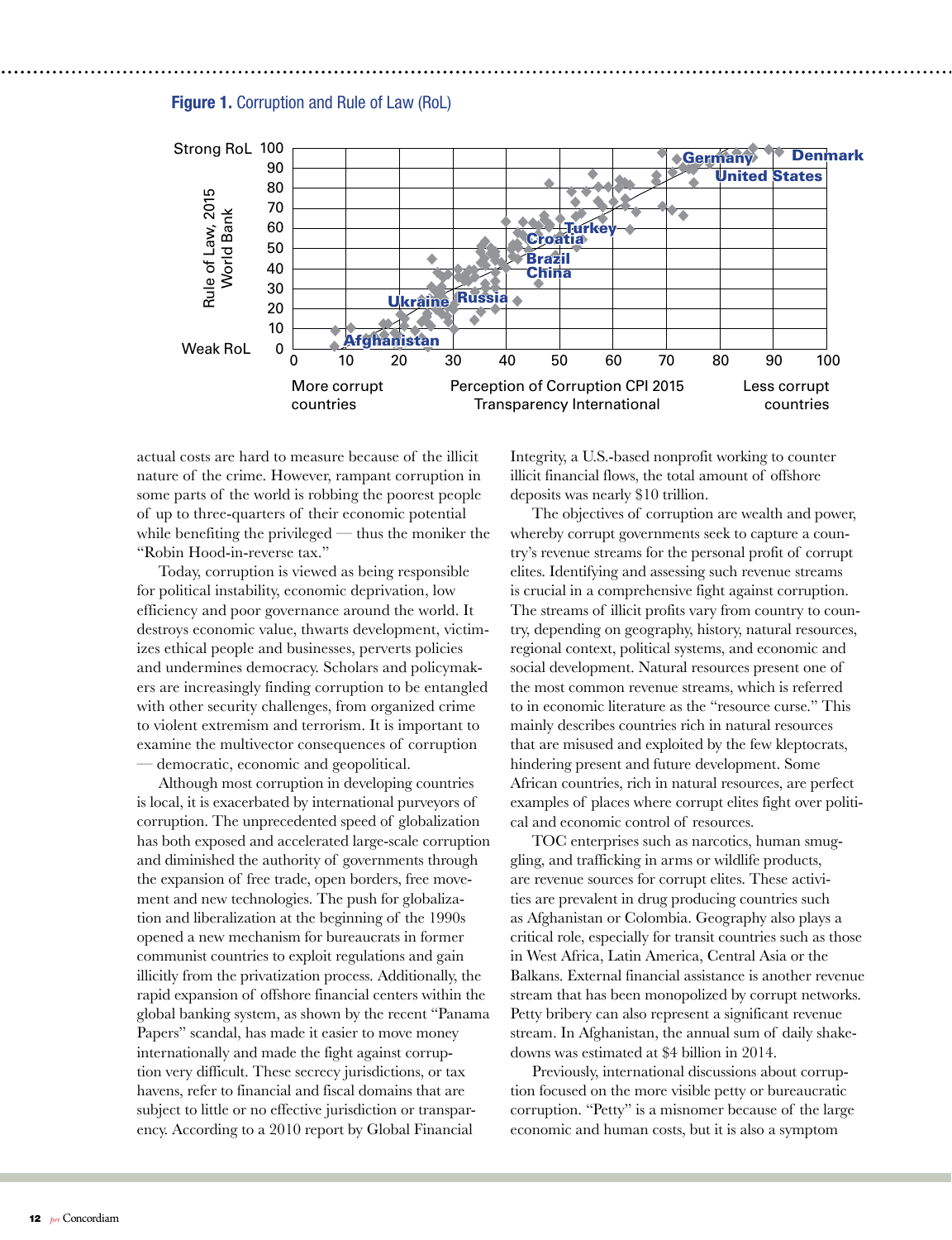**Figure 1.** Corruption and Rule of Law (RoL)

actual costs are hard to measure because of the illicit nature of the crime. However, rampant corruption in some parts of the world is robbing the poorest people of up to three-quarters of their economic potential while benefiting the privileged — thus the moniker the "Robin Hood-in-reverse tax."

Today, corruption is viewed as being responsible for political instability, economic deprivation, low efficiency and poor governance around the world. It destroys economic value, thwarts development, victimizes ethical people and businesses, perverts policies and undermines democracy. Scholars and policymakers are increasingly finding corruption to be entangled with other security challenges, from organized crime to violent extremism and terrorism. It is important to examine the multivector consequences of corruption — democratic, economic and geopolitical.

Although most corruption in developing countries is local, it is exacerbated by international purveyors of corruption. The unprecedented speed of globalization has both exposed and accelerated large-scale corruption and diminished the authority of governments through the expansion of free trade, open borders, free movement and new technologies. The push for globalization and liberalization at the beginning of the 1990s opened a new mechanism for bureaucrats in former communist countries to exploit regulations and gain illicitly from the privatization process. Additionally, the rapid expansion of offshore financial centers within the global banking system, as shown by the recent "Panama Papers" scandal, has made it easier to move money internationally and made the fight against corruption very difficult. These secrecy jurisdictions, or tax havens, refer to financial and fiscal domains that are subject to little or no effective jurisdiction or transparency. According to a 2010 report by Global Financial Integrity, a U.S.-based nonprofit working to counter illicit financial flows, the total amount of offshore deposits was nearly $10 trillion.

The objectives of corruption are wealth and power, whereby corrupt governments seek to capture a country's revenue streams for the personal profit of corrupt elites. Identifying and assessing such revenue streams is crucial in a comprehensive fight against corruption. The streams of illicit profits vary from country to country, depending on geography, history, natural resources, regional context, political systems, and economic and social development. Natural resources present one of the most common revenue streams, which is referred to in economic literature as the "resource curse." This mainly describes countries rich in natural resources that are misused and exploited by the few kleptocrats, hindering present and future development. Some African countries, rich in natural resources, are perfect examples of places where corrupt elites fight over political and economic control of resources.

TOC enterprises such as narcotics, human smuggling, and trafficking in arms or wildlife products, are revenue sources for corrupt elites. These activities are prevalent in drug producing countries such as Afghanistan or Colombia. Geography also plays a critical role, especially for transit countries such as those in West Africa, Latin America, Central Asia or the Balkans. External financial assistance is another revenue stream that has been monopolized by corrupt networks. Petty bribery can also represent a significant revenue stream. In Afghanistan, the annual sum of daily shakedowns was estimated at $4 billion in 2014.

Previously, international discussions about corruption focused on the more visible petty or bureaucratic corruption. "Petty" is a misnomer because of the large economic and human costs, but it is also a symptom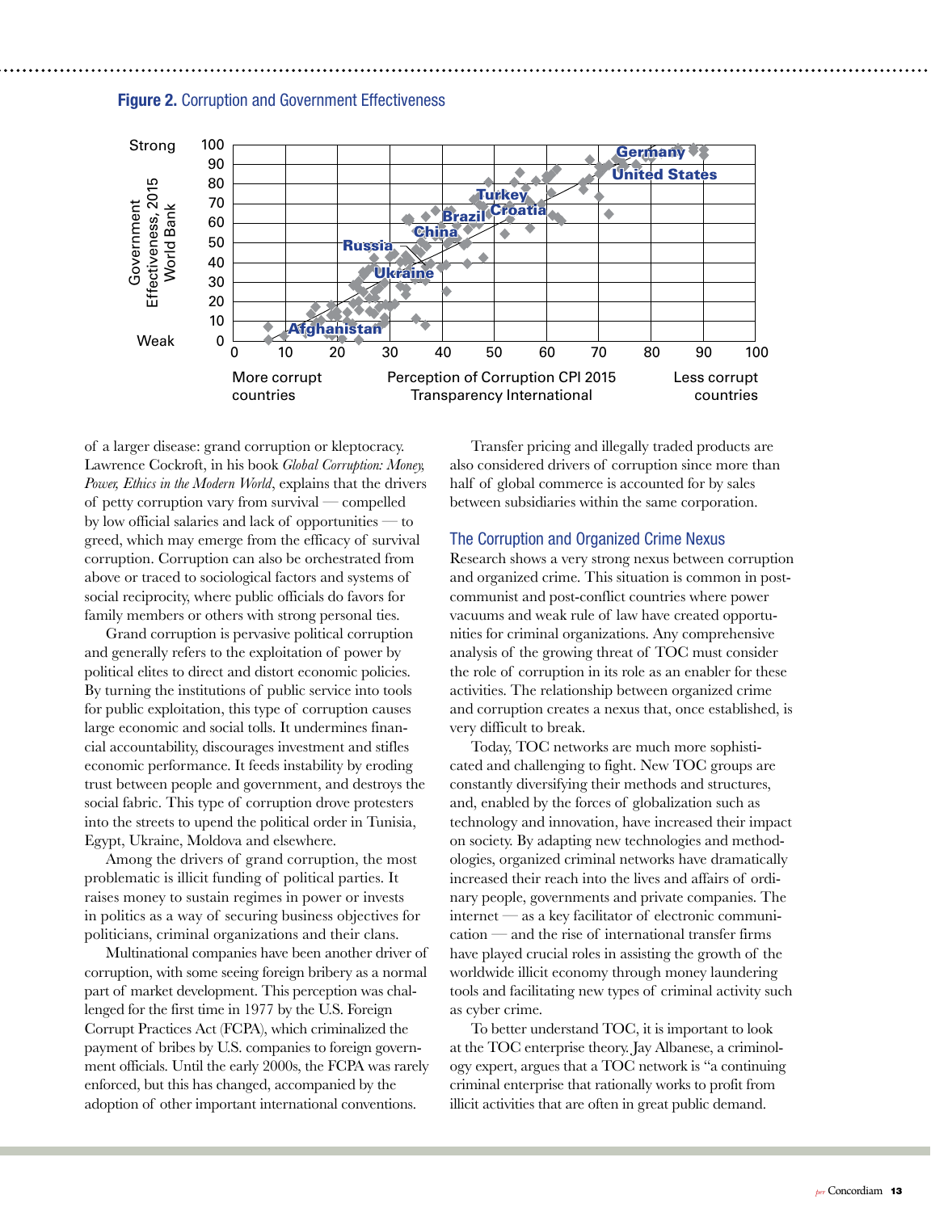**Figure 2.** Corruption and Government Effectiveness

of a larger disease: grand corruption or kleptocracy. Lawrence Cockroft, in his book *Global Corruption: Money, Power, Ethics in the Modern World*, explains that the drivers of petty corruption vary from survival — compelled by low official salaries and lack of opportunities — to greed, which may emerge from the efficacy of survival corruption. Corruption can also be orchestrated from above or traced to sociological factors and systems of social reciprocity, where public officials do favors for family members or others with strong personal ties.

Grand corruption is pervasive political corruption and generally refers to the exploitation of power by political elites to direct and distort economic policies. By turning the institutions of public service into tools for public exploitation, this type of corruption causes large economic and social tolls. It undermines financial accountability, discourages investment and stifles economic performance. It feeds instability by eroding trust between people and government, and destroys the social fabric. This type of corruption drove protesters into the streets to upend the political order in Tunisia, Egypt, Ukraine, Moldova and elsewhere.

Among the drivers of grand corruption, the most problematic is illicit funding of political parties. It raises money to sustain regimes in power or invests in politics as a way of securing business objectives for politicians, criminal organizations and their clans.

Multinational companies have been another driver of corruption, with some seeing foreign bribery as a normal part of market development. This perception was challenged for the first time in 1977 by the U.S. Foreign Corrupt Practices Act (FCPA), which criminalized the payment of bribes by U.S. companies to foreign government officials. Until the early 2000s, the FCPA was rarely enforced, but this has changed, accompanied by the adoption of other important international conventions.

Transfer pricing and illegally traded products are also considered drivers of corruption since more than half of global commerce is accounted for by sales between subsidiaries within the same corporation.

## The Corruption and Organized Crime Nexus

Research shows a very strong nexus between corruption and organized crime. This situation is common in post-communist and post-conflict countries where power vacuums and weak rule of law have created opportunities for criminal organizations. Any comprehensive analysis of the growing threat of TOC must consider the role of corruption in its role as an enabler for these activities. The relationship between organized crime and corruption creates a nexus that, once established, is very difficult to break.

Today, TOC networks are much more sophisticated and challenging to fight. New TOC groups are constantly diversifying their methods and structures, and, enabled by the forces of globalization such as technology and innovation, have increased their impact on society. By adapting new technologies and methodologies, organized criminal networks have dramatically increased their reach into the lives and affairs of ordinary people, governments and private companies. The internet — as a key facilitator of electronic communication — and the rise of international transfer firms have played crucial roles in assisting the growth of the worldwide illicit economy through money laundering tools and facilitating new types of criminal activity such as cyber crime.

To better understand TOC, it is important to look at the TOC enterprise theory. Jay Albanese, a criminology expert, argues that a TOC network is "a continuing criminal enterprise that rationally works to profit from illicit activities that are often in great public demand.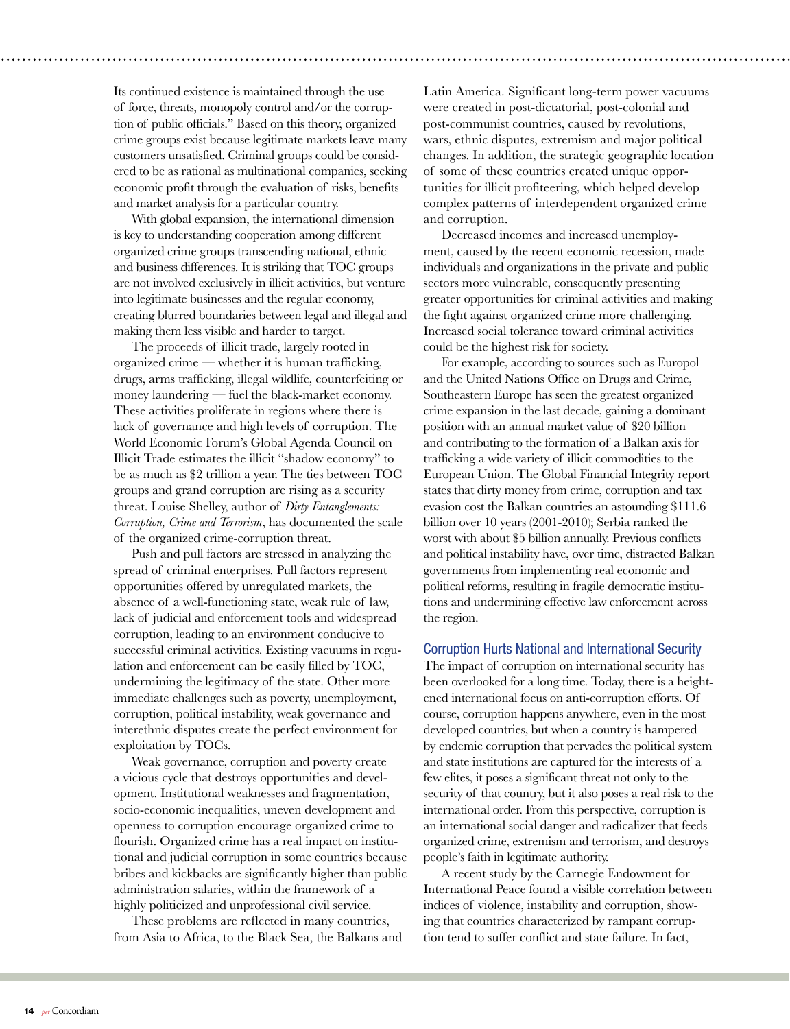Its continued existence is maintained through the use of force, threats, monopoly control and/or the corruption of public officials." Based on this theory, organized crime groups exist because legitimate markets leave many customers unsatisfied. Criminal groups could be considered to be as rational as multinational companies, seeking economic profit through the evaluation of risks, benefits and market analysis for a particular country.

With global expansion, the international dimension is key to understanding cooperation among different organized crime groups transcending national, ethnic and business differences. It is striking that TOC groups are not involved exclusively in illicit activities, but venture into legitimate businesses and the regular economy, creating blurred boundaries between legal and illegal and making them less visible and harder to target.

The proceeds of illicit trade, largely rooted in organized crime — whether it is human trafficking, drugs, arms trafficking, illegal wildlife, counterfeiting or money laundering — fuel the black-market economy. These activities proliferate in regions where there is lack of governance and high levels of corruption. The World Economic Forum's Global Agenda Council on Illicit Trade estimates the illicit "shadow economy" to be as much as $2 trillion a year. The ties between TOC groups and grand corruption are rising as a security threat. Louise Shelley, author of *Dirty Entanglements: Corruption, Crime and Terrorism*, has documented the scale of the organized crime-corruption threat.

Push and pull factors are stressed in analyzing the spread of criminal enterprises. Pull factors represent opportunities offered by unregulated markets, the absence of a well-functioning state, weak rule of law, lack of judicial and enforcement tools and widespread corruption, leading to an environment conducive to successful criminal activities. Existing vacuums in regulation and enforcement can be easily filled by TOC, undermining the legitimacy of the state. Other more immediate challenges such as poverty, unemployment, corruption, political instability, weak governance and interethnic disputes create the perfect environment for exploitation by TOCs.

Weak governance, corruption and poverty create a vicious cycle that destroys opportunities and development. Institutional weaknesses and fragmentation, socio-economic inequalities, uneven development and openness to corruption encourage organized crime to flourish. Organized crime has a real impact on institutional and judicial corruption in some countries because bribes and kickbacks are significantly higher than public administration salaries, within the framework of a highly politicized and unprofessional civil service.

These problems are reflected in many countries, from Asia to Africa, to the Black Sea, the Balkans and Latin America. Significant long-term power vacuums were created in post-dictatorial, post-colonial and post-communist countries, caused by revolutions, wars, ethnic disputes, extremism and major political changes. In addition, the strategic geographic location of some of these countries created unique opportunities for illicit profiteering, which helped develop complex patterns of interdependent organized crime and corruption.

Decreased incomes and increased unemployment, caused by the recent economic recession, made individuals and organizations in the private and public sectors more vulnerable, consequently presenting greater opportunities for criminal activities and making the fight against organized crime more challenging. Increased social tolerance toward criminal activities could be the highest risk for society.

For example, according to sources such as Europol and the United Nations Office on Drugs and Crime, Southeastern Europe has seen the greatest organized crime expansion in the last decade, gaining a dominant position with an annual market value of $20 billion and contributing to the formation of a Balkan axis for trafficking a wide variety of illicit commodities to the European Union. The Global Financial Integrity report states that dirty money from crime, corruption and tax evasion cost the Balkan countries an astounding $111.6 billion over 10 years (2001-2010); Serbia ranked the worst with about $5 billion annually. Previous conflicts and political instability have, over time, distracted Balkan governments from implementing real economic and political reforms, resulting in fragile democratic institutions and undermining effective law enforcement across the region.

## Corruption Hurts National and International Security

The impact of corruption on international security has been overlooked for a long time. Today, there is a heightened international focus on anti-corruption efforts. Of course, corruption happens anywhere, even in the most developed countries, but when a country is hampered by endemic corruption that pervades the political system and state institutions are captured for the interests of a few elites, it poses a significant threat not only to the security of that country, but it also poses a real risk to the international order. From this perspective, corruption is an international social danger and radicalizer that feeds organized crime, extremism and terrorism, and destroys people's faith in legitimate authority.

A recent study by the Carnegie Endowment for International Peace found a visible correlation between indices of violence, instability and corruption, showing that countries characterized by rampant corruption tend to suffer conflict and state failure. In fact,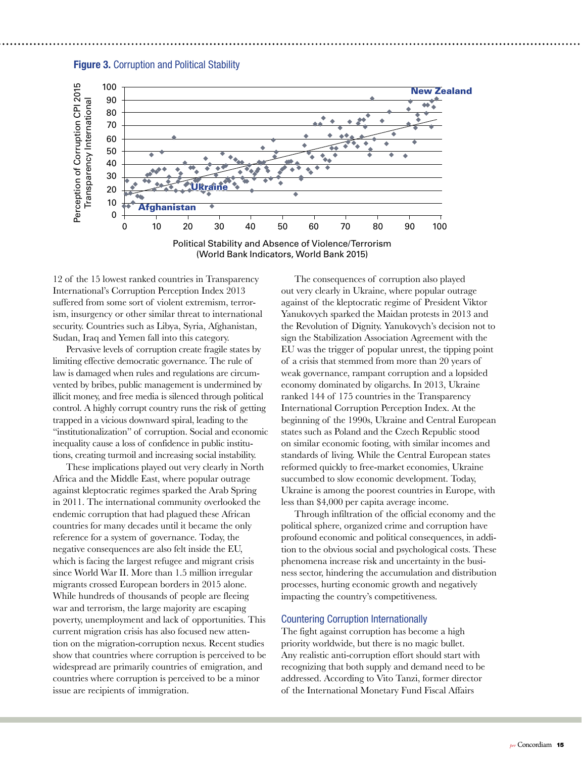**Figure 3.** Corruption and Political Stability

12 of the 15 lowest ranked countries in Transparency International's Corruption Perception Index 2013 suffered from some sort of violent extremism, terrorism, insurgency or other similar threat to international security. Countries such as Libya, Syria, Afghanistan, Sudan, Iraq and Yemen fall into this category.

Pervasive levels of corruption create fragile states by limiting effective democratic governance. The rule of law is damaged when rules and regulations are circumvented by bribes, public management is undermined by illicit money, and free media is silenced through political control. A highly corrupt country runs the risk of getting trapped in a vicious downward spiral, leading to the "institutionalization" of corruption. Social and economic inequality cause a loss of confidence in public institutions, creating turmoil and increasing social instability.

These implications played out very clearly in North Africa and the Middle East, where popular outrage against kleptocratic regimes sparked the Arab Spring in 2011. The international community overlooked the endemic corruption that had plagued these African countries for many decades until it became the only reference for a system of governance. Today, the negative consequences are also felt inside the EU, which is facing the largest refugee and migrant crisis since World War II. More than 1.5 million irregular migrants crossed European borders in 2015 alone. While hundreds of thousands of people are fleeing war and terrorism, the large majority are escaping poverty, unemployment and lack of opportunities. This current migration crisis has also focused new attention on the migration-corruption nexus. Recent studies show that countries where corruption is perceived to be widespread are primarily countries of emigration, and countries where corruption is perceived to be a minor issue are recipients of immigration.

The consequences of corruption also played out very clearly in Ukraine, where popular outrage against of the kleptocratic regime of President Viktor Yanukovych sparked the Maidan protests in 2013 and the Revolution of Dignity. Yanukovych's decision not to sign the Stabilization Association Agreement with the EU was the trigger of popular unrest, the tipping point of a crisis that stemmed from more than 20 years of weak governance, rampant corruption and a lopsided economy dominated by oligarchs. In 2013, Ukraine ranked 144 of 175 countries in the Transparency International Corruption Perception Index. At the beginning of the 1990s, Ukraine and Central European states such as Poland and the Czech Republic stood on similar economic footing, with similar incomes and standards of living. While the Central European states reformed quickly to free-market economies, Ukraine succumbed to slow economic development. Today, Ukraine is among the poorest countries in Europe, with less than $4,000 per capita average income.

Through infiltration of the official economy and the political sphere, organized crime and corruption have profound economic and political consequences, in addition to the obvious social and psychological costs. These phenomena increase risk and uncertainty in the business sector, hindering the accumulation and distribution processes, hurting economic growth and negatively impacting the country's competitiveness.

## Countering Corruption Internationally

The fight against corruption has become a high priority worldwide, but there is no magic bullet. Any realistic anti-corruption effort should start with recognizing that both supply and demand need to be addressed. According to Vito Tanzi, former director of the International Monetary Fund Fiscal Affairs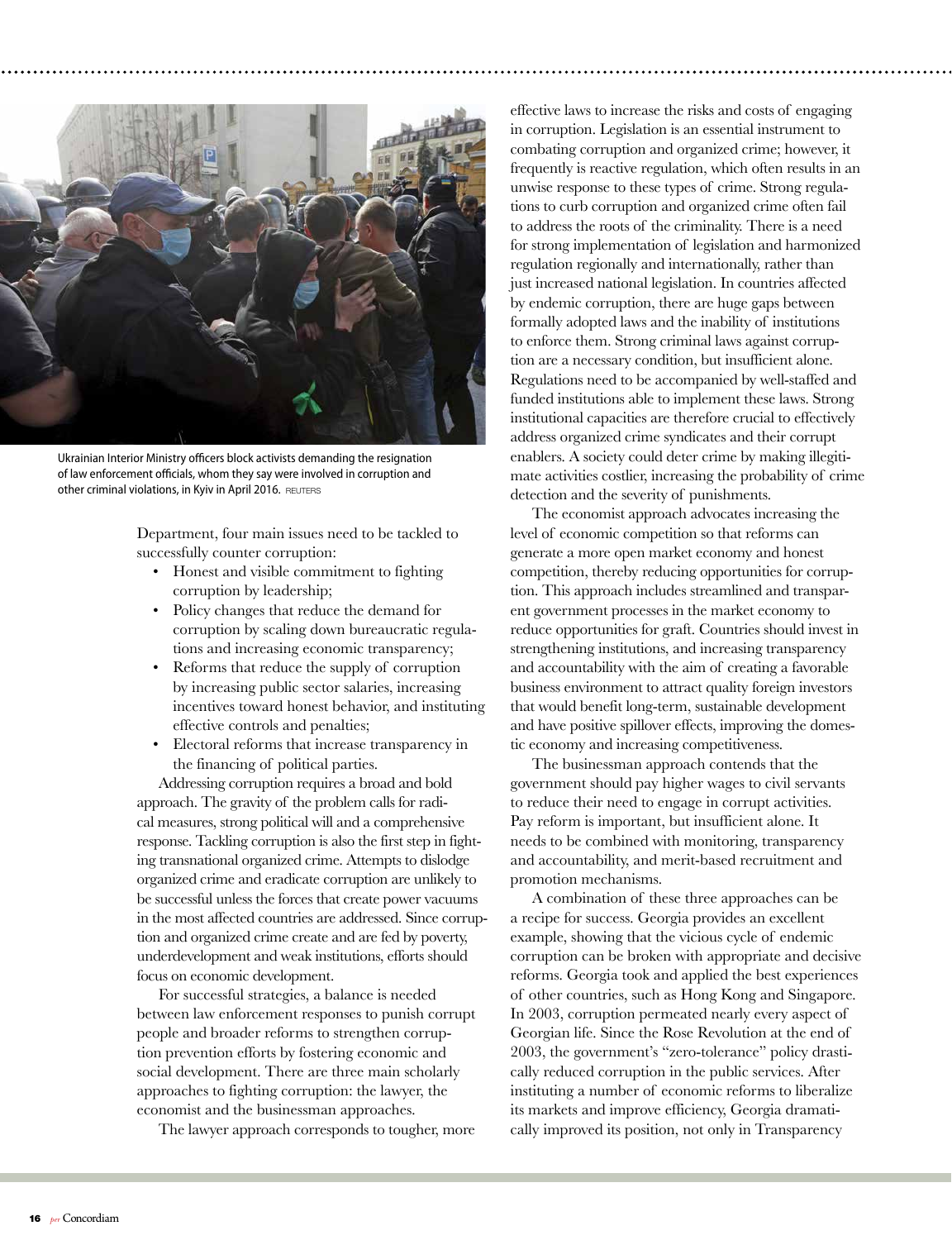Ukrainian Interior Ministry officers block activists demanding the resignation of law enforcement officials, whom they say were involved in corruption and other criminal violations, in Kyiv in April 2016. REUTERS

Department, four main issues need to be tackled to successfully counter corruption:

- Honest and visible commitment to fighting corruption by leadership;
- Policy changes that reduce the demand for corruption by scaling down bureaucratic regulations and increasing economic transparency;
- Reforms that reduce the supply of corruption by increasing public sector salaries, increasing incentives toward honest behavior, and instituting effective controls and penalties;
- Electoral reforms that increase transparency in the financing of political parties.

Addressing corruption requires a broad and bold approach. The gravity of the problem calls for radical measures, strong political will and a comprehensive response. Tackling corruption is also the first step in fighting transnational organized crime. Attempts to dislodge organized crime and eradicate corruption are unlikely to be successful unless the forces that create power vacuums in the most affected countries are addressed. Since corruption and organized crime create and are fed by poverty, underdevelopment and weak institutions, efforts should focus on economic development.

For successful strategies, a balance is needed between law enforcement responses to punish corrupt people and broader reforms to strengthen corruption prevention efforts by fostering economic and social development. There are three main scholarly approaches to fighting corruption: the lawyer, the economist and the businessman approaches.

The lawyer approach corresponds to tougher, more effective laws to increase the risks and costs of engaging in corruption. Legislation is an essential instrument to combating corruption and organized crime; however, it frequently is reactive regulation, which often results in an unwise response to these types of crime. Strong regulations to curb corruption and organized crime often fail to address the roots of the criminality. There is a need for strong implementation of legislation and harmonized regulation regionally and internationally, rather than just increased national legislation. In countries affected by endemic corruption, there are huge gaps between formally adopted laws and the inability of institutions to enforce them. Strong criminal laws against corruption are a necessary condition, but insufficient alone. Regulations need to be accompanied by well-staffed and funded institutions able to implement these laws. Strong institutional capacities are therefore crucial to effectively address organized crime syndicates and their corrupt enablers. A society could deter crime by making illegitimate activities costlier, increasing the probability of crime detection and the severity of punishments.

The economist approach advocates increasing the level of economic competition so that reforms can generate a more open market economy and honest competition, thereby reducing opportunities for corruption. This approach includes streamlined and transparent government processes in the market economy to reduce opportunities for graft. Countries should invest in strengthening institutions, and increasing transparency and accountability with the aim of creating a favorable business environment to attract quality foreign investors that would benefit long-term, sustainable development and have positive spillover effects, improving the domestic economy and increasing competitiveness.

The businessman approach contends that the government should pay higher wages to civil servants to reduce their need to engage in corrupt activities. Pay reform is important, but insufficient alone. It needs to be combined with monitoring, transparency and accountability, and merit-based recruitment and promotion mechanisms.

A combination of these three approaches can be a recipe for success. Georgia provides an excellent example, showing that the vicious cycle of endemic corruption can be broken with appropriate and decisive reforms. Georgia took and applied the best experiences of other countries, such as Hong Kong and Singapore. In 2003, corruption permeated nearly every aspect of Georgian life. Since the Rose Revolution at the end of 2003, the government's "zero-tolerance" policy drastically reduced corruption in the public services. After instituting a number of economic reforms to liberalize its markets and improve efficiency, Georgia dramatically improved its position, not only in Transparency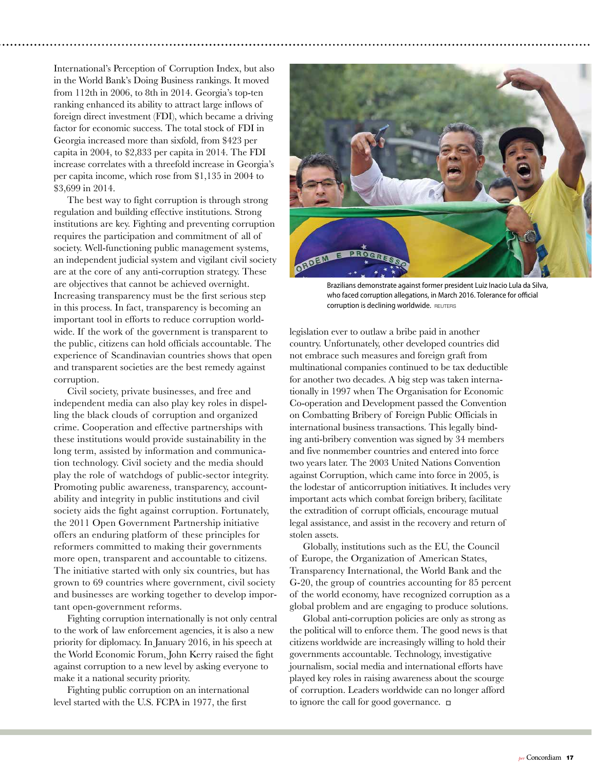International's Perception of Corruption Index, but also in the World Bank's Doing Business rankings. It moved from 112th in 2006, to 8th in 2014. Georgia's top-ten ranking enhanced its ability to attract large inflows of foreign direct investment (FDI), which became a driving factor for economic success. The total stock of FDI in Georgia increased more than sixfold, from $423 per capita in 2004, to $2,833 per capita in 2014. The FDI increase correlates with a threefold increase in Georgia's per capita income, which rose from $1,135 in 2004 to $3,699 in 2014.

The best way to fight corruption is through strong regulation and building effective institutions. Strong institutions are key. Fighting and preventing corruption requires the participation and commitment of all of society. Well-functioning public management systems, an independent judicial system and vigilant civil society are at the core of any anti-corruption strategy. These are objectives that cannot be achieved overnight. Increasing transparency must be the first serious step in this process. In fact, transparency is becoming an important tool in efforts to reduce corruption worldwide. If the work of the government is transparent to the public, citizens can hold officials accountable. The experience of Scandinavian countries shows that open and transparent societies are the best remedy against corruption.

Civil society, private businesses, and free and independent media can also play key roles in dispelling the black clouds of corruption and organized crime. Cooperation and effective partnerships with these institutions would provide sustainability in the long term, assisted by information and communication technology. Civil society and the media should play the role of watchdogs of public-sector integrity. Promoting public awareness, transparency, accountability and integrity in public institutions and civil society aids the fight against corruption. Fortunately, the 2011 Open Government Partnership initiative offers an enduring platform of these principles for reformers committed to making their governments more open, transparent and accountable to citizens. The initiative started with only six countries, but has grown to 69 countries where government, civil society and businesses are working together to develop important open-government reforms.

Fighting corruption internationally is not only central to the work of law enforcement agencies, it is also a new priority for diplomacy. In January 2016, in his speech at the World Economic Forum, John Kerry raised the fight against corruption to a new level by asking everyone to make it a national security priority.

Fighting public corruption on an international level started with the U.S. FCPA in 1977, the first legislation ever to outlaw a bribe paid in another country. Unfortunately, other developed countries did not embrace such measures and foreign graft from multinational companies continued to be tax deductible for another two decades. A big step was taken internationally in 1997 when The Organisation for Economic Co-operation and Development passed the Convention on Combatting Bribery of Foreign Public Officials in international business transactions. This legally binding anti-bribery convention was signed by 34 members and five nonmember countries and entered into force two years later. The 2003 United Nations Convention against Corruption, which came into force in 2005, is the lodestar of anticorruption initiatives. It includes very important acts which combat foreign bribery, facilitate the extradition of corrupt officials, encourage mutual legal assistance, and assist in the recovery and return of stolen assets.

Brazilians demonstrate against former president Luiz Inacio Lula da Silva, who faced corruption allegations, in March 2016. Tolerance for official corruption is declining worldwide. REUTERS

Globally, institutions such as the EU, the Council of Europe, the Organization of American States, Transparency International, the World Bank and the G-20, the group of countries accounting for 85 percent of the world economy, have recognized corruption as a global problem and are engaging to produce solutions.

Global anti-corruption policies are only as strong as the political will to enforce them. The good news is that citizens worldwide are increasingly willing to hold their governments accountable. Technology, investigative journalism, social media and international efforts have played key roles in raising awareness about the scourge of corruption. Leaders worldwide can no longer afford to ignore the call for good governance. □